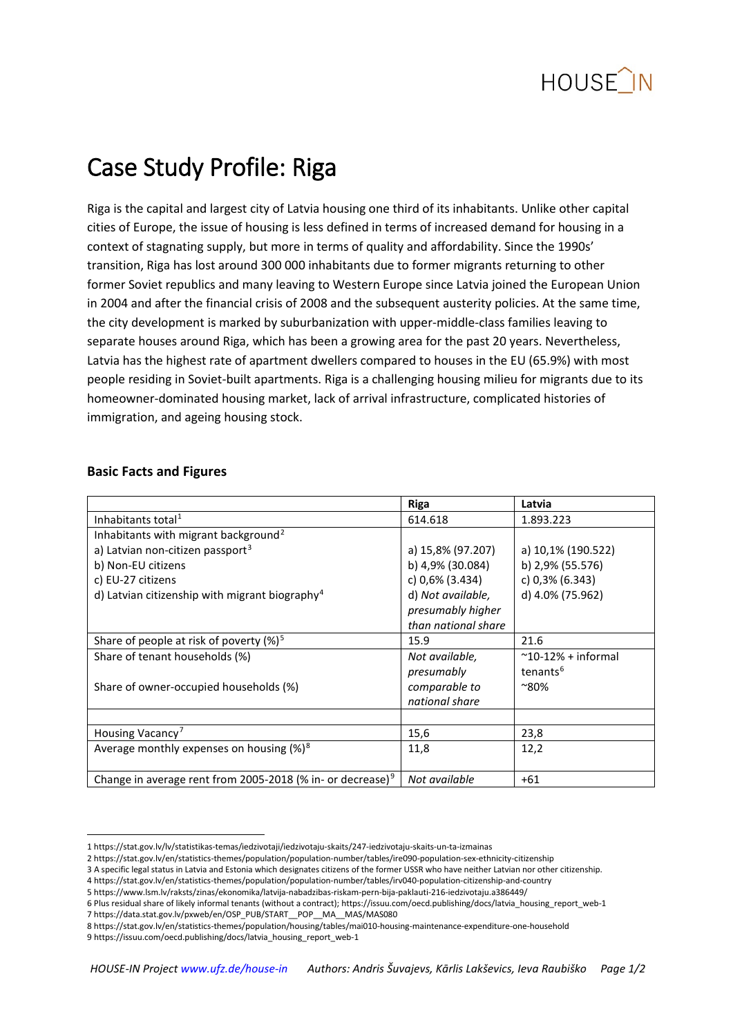# Case Study Profile: Riga

Riga is the capital and largest city of Latvia housing one third of its inhabitants. Unlike other capital cities of Europe, the issue of housing is less defined in terms of increased demand for housing in a context of stagnating supply, but more in terms of quality and affordability. Since the 1990s' transition, Riga has lost around 300 000 inhabitants due to former migrants returning to other former Soviet republics and many leaving to Western Europe since Latvia joined the European Union in 2004 and after the financial crisis of 2008 and the subsequent austerity policies. At the same time, the city development is marked by suburbanization with upper-middle-class families leaving to separate houses around Riga, which has been a growing area for the past 20 years. Nevertheless, Latvia has the highest rate of apartment dwellers compared to houses in the EU (65.9%) with most people residing in Soviet-built apartments. Riga is a challenging housing milieu for migrants due to its homeowner-dominated housing market, lack of arrival infrastructure, complicated histories of immigration, and ageing housing stock.

## Basic Facts and Figures

| | Riga | Latvia |
|---|---|---|
| Inhabitants total[1] | 614.618 | 1.893.223 |
| Inhabitants with migrant background[2]<br>a) Latvian non-citizen passport[3]<br>b) Non-EU citizens<br>c) EU-27 citizens<br>d) Latvian citizenship with migrant biography[4] | <br>a) 15,8% (97.207)<br>b) 4,9% (30.084)<br>c) 0,6% (3.434)<br>d) *Not available, presumably higher than national share* | <br>a) 10,1% (190.522)<br>b) 2,9% (55.576)<br>c) 0,3% (6.343)<br>d) 4.0% (75.962) |
| Share of people at risk of poverty (%)[5] | 15.9 | 21.6 |
| Share of tenant households (%)<br><br>Share of owner-occupied households (%) | *Not available, presumably comparable to national share* | ~10-12% + informal tenants[6]<br>~80% |
| | | |
| Housing Vacancy[7] | 15,6 | 23,8 |
| Average monthly expenses on housing (%)[8] | 11,8 | 12,2 |
| Change in average rent from 2005-2018 (% in- or decrease)[9] | *Not available* | +61 |

1 https://stat.gov.lv/lv/statistikas-temas/iedzivotaji/iedzivotaju-skaits/247-iedzivotaju-skaits-un-ta-izmainas
2 https://stat.gov.lv/en/statistics-themes/population/population-number/tables/ire090-population-sex-ethnicity-citizenship
3 A specific legal status in Latvia and Estonia which designates citizens of the former USSR who have neither Latvian nor other citizenship.
4 https://stat.gov.lv/en/statistics-themes/population/population-number/tables/irv040-population-citizenship-and-country
5 https://www.lsm.lv/raksts/zinas/ekonomika/latvija-nabadzibas-riskam-pern-bija-paklauti-216-iedzivotaju.a386449/
6 Plus residual share of likely informal tenants (without a contract); https://issuu.com/oecd.publishing/docs/latvia_housing_report_web-1
7 https://data.stat.gov.lv/pxweb/en/OSP_PUB/START__POP__MA__MAS/MAS080
8 https://stat.gov.lv/en/statistics-themes/population/housing/tables/mai010-housing-maintenance-expenditure-one-household
9 https://issuu.com/oecd.publishing/docs/latvia_housing_report_web-1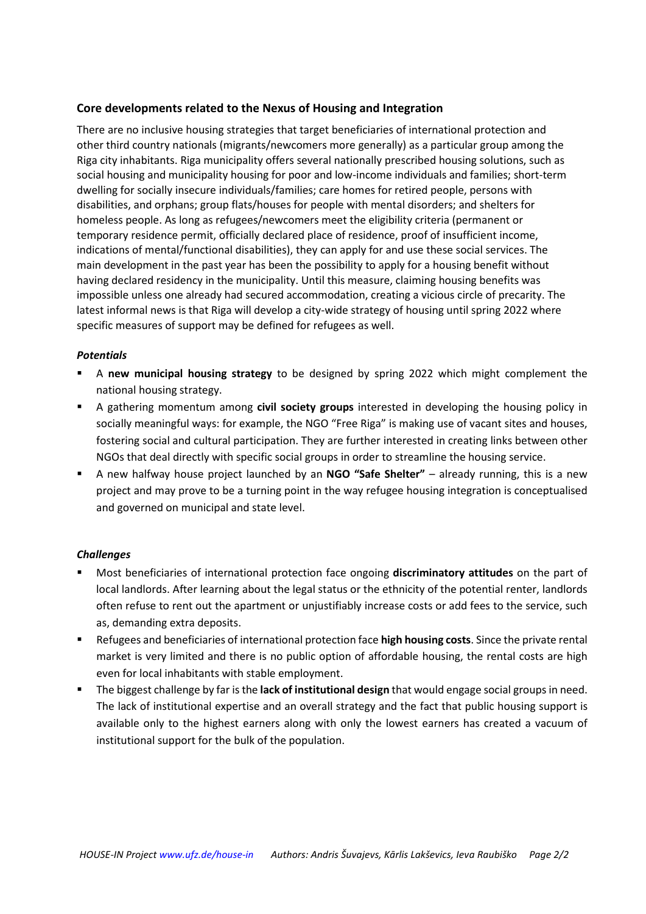## Core developments related to the Nexus of Housing and Integration

There are no inclusive housing strategies that target beneficiaries of international protection and other third country nationals (migrants/newcomers more generally) as a particular group among the Riga city inhabitants. Riga municipality offers several nationally prescribed housing solutions, such as social housing and municipality housing for poor and low-income individuals and families; short-term dwelling for socially insecure individuals/families; care homes for retired people, persons with disabilities, and orphans; group flats/houses for people with mental disorders; and shelters for homeless people. As long as refugees/newcomers meet the eligibility criteria (permanent or temporary residence permit, officially declared place of residence, proof of insufficient income, indications of mental/functional disabilities), they can apply for and use these social services. The main development in the past year has been the possibility to apply for a housing benefit without having declared residency in the municipality. Until this measure, claiming housing benefits was impossible unless one already had secured accommodation, creating a vicious circle of precarity. The latest informal news is that Riga will develop a city-wide strategy of housing until spring 2022 where specific measures of support may be defined for refugees as well.

### *Potentials*

- A **new municipal housing strategy** to be designed by spring 2022 which might complement the national housing strategy.
- A gathering momentum among **civil society groups** interested in developing the housing policy in socially meaningful ways: for example, the NGO "Free Riga" is making use of vacant sites and houses, fostering social and cultural participation. They are further interested in creating links between other NGOs that deal directly with specific social groups in order to streamline the housing service.
- A new halfway house project launched by an **NGO "Safe Shelter"** – already running, this is a new project and may prove to be a turning point in the way refugee housing integration is conceptualised and governed on municipal and state level.

### *Challenges*

- Most beneficiaries of international protection face ongoing **discriminatory attitudes** on the part of local landlords. After learning about the legal status or the ethnicity of the potential renter, landlords often refuse to rent out the apartment or unjustifiably increase costs or add fees to the service, such as, demanding extra deposits.
- Refugees and beneficiaries of international protection face **high housing costs**. Since the private rental market is very limited and there is no public option of affordable housing, the rental costs are high even for local inhabitants with stable employment.
- The biggest challenge by far is the **lack of institutional design** that would engage social groups in need. The lack of institutional expertise and an overall strategy and the fact that public housing support is available only to the highest earners along with only the lowest earners has created a vacuum of institutional support for the bulk of the population.